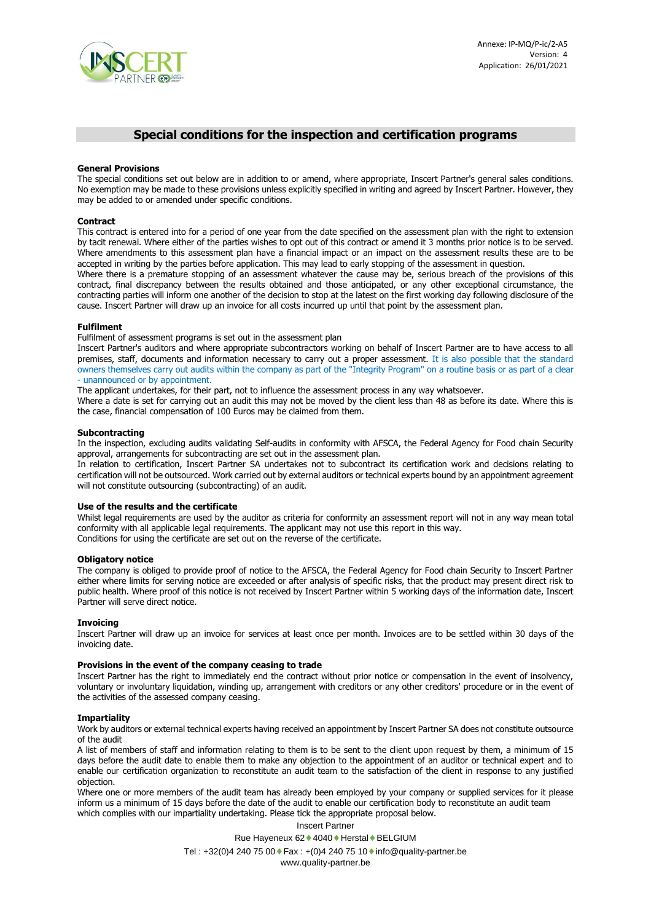Annexe: IP-MQ/P-ic/2-A5
Version: 4
Application: 26/01/2021

# Special conditions for the inspection and certification programs

**General Provisions**

The special conditions set out below are in addition to or amend, where appropriate, Inscert Partner's general sales conditions. No exemption may be made to these provisions unless explicitly specified in writing and agreed by Inscert Partner. However, they may be added to or amended under specific conditions.

**Contract**

This contract is entered into for a period of one year from the date specified on the assessment plan with the right to extension by tacit renewal. Where either of the parties wishes to opt out of this contract or amend it 3 months prior notice is to be served. Where amendments to this assessment plan have a financial impact or an impact on the assessment results these are to be accepted in writing by the parties before application. This may lead to early stopping of the assessment in question.

Where there is a premature stopping of an assessment whatever the cause may be, serious breach of the provisions of this contract, final discrepancy between the results obtained and those anticipated, or any other exceptional circumstance, the contracting parties will inform one another of the decision to stop at the latest on the first working day following disclosure of the cause. Inscert Partner will draw up an invoice for all costs incurred up until that point by the assessment plan.

**Fulfilment**

Fulfilment of assessment programs is set out in the assessment plan

Inscert Partner's auditors and where appropriate subcontractors working on behalf of Inscert Partner are to have access to all premises, staff, documents and information necessary to carry out a proper assessment. It is also possible that the standard owners themselves carry out audits within the company as part of the "Integrity Program" on a routine basis or as part of a clear - unannounced or by appointment.

The applicant undertakes, for their part, not to influence the assessment process in any way whatsoever.

Where a date is set for carrying out an audit this may not be moved by the client less than 48 as before its date. Where this is the case, financial compensation of 100 Euros may be claimed from them.

**Subcontracting**

In the inspection, excluding audits validating Self-audits in conformity with AFSCA, the Federal Agency for Food chain Security approval, arrangements for subcontracting are set out in the assessment plan.

In relation to certification, Inscert Partner SA undertakes not to subcontract its certification work and decisions relating to certification will not be outsourced. Work carried out by external auditors or technical experts bound by an appointment agreement will not constitute outsourcing (subcontracting) of an audit.

**Use of the results and the certificate**

Whilst legal requirements are used by the auditor as criteria for conformity an assessment report will not in any way mean total conformity with all applicable legal requirements. The applicant may not use this report in this way.

Conditions for using the certificate are set out on the reverse of the certificate.

**Obligatory notice**

The company is obliged to provide proof of notice to the AFSCA, the Federal Agency for Food chain Security to Inscert Partner either where limits for serving notice are exceeded or after analysis of specific risks, that the product may present direct risk to public health. Where proof of this notice is not received by Inscert Partner within 5 working days of the information date, Inscert Partner will serve direct notice.

**Invoicing**

Inscert Partner will draw up an invoice for services at least once per month. Invoices are to be settled within 30 days of the invoicing date.

**Provisions in the event of the company ceasing to trade**

Inscert Partner has the right to immediately end the contract without prior notice or compensation in the event of insolvency, voluntary or involuntary liquidation, winding up, arrangement with creditors or any other creditors' procedure or in the event of the activities of the assessed company ceasing.

**Impartiality**

Work by auditors or external technical experts having received an appointment by Inscert Partner SA does not constitute outsource of the audit

A list of members of staff and information relating to them is to be sent to the client upon request by them, a minimum of 15 days before the audit date to enable them to make any objection to the appointment of an auditor or technical expert and to enable our certification organization to reconstitute an audit team to the satisfaction of the client in response to any justified objection.

Where one or more members of the audit team has already been employed by your company or supplied services for it please inform us a minimum of 15 days before the date of the audit to enable our certification body to reconstitute an audit team which complies with our impartiality undertaking. Please tick the appropriate proposal below.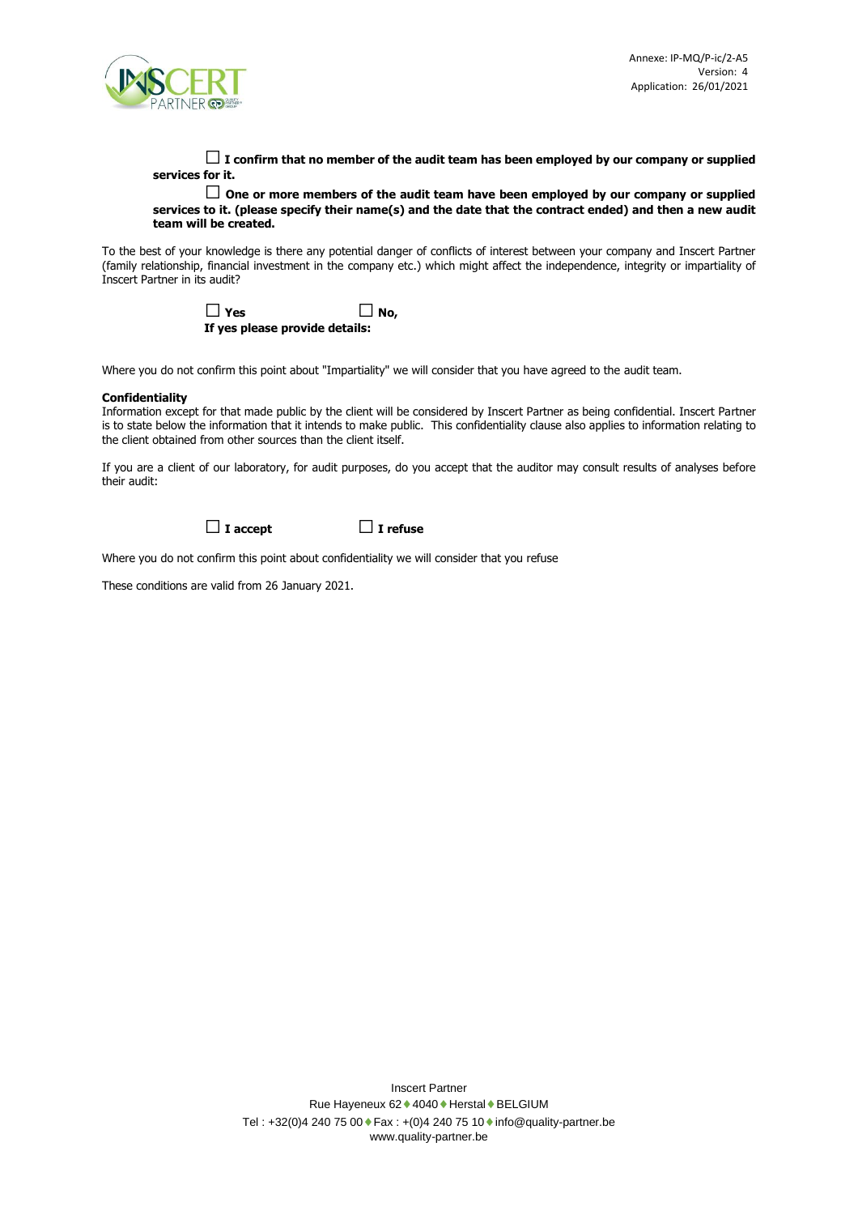☐ **I confirm that no member of the audit team has been employed by our company or supplied services for it.**

☐ **One or more members of the audit team have been employed by our company or supplied services to it. (please specify their name(s) and the date that the contract ended) and then a new audit team will be created.**

To the best of your knowledge is there any potential danger of conflicts of interest between your company and Inscert Partner (family relationship, financial investment in the company etc.) which might affect the independence, integrity or impartiality of Inscert Partner in its audit?

☐ **Yes** ☐ **No,**

**If yes please provide details:**

Where you do not confirm this point about "Impartiality" we will consider that you have agreed to the audit team.

**Confidentiality**

Information except for that made public by the client will be considered by Inscert Partner as being confidential. Inscert Partner is to state below the information that it intends to make public. This confidentiality clause also applies to information relating to the client obtained from other sources than the client itself.

If you are a client of our laboratory, for audit purposes, do you accept that the auditor may consult results of analyses before their audit:

☐ **I accept** ☐ **I refuse**

Where you do not confirm this point about confidentiality we will consider that you refuse

These conditions are valid from 26 January 2021.